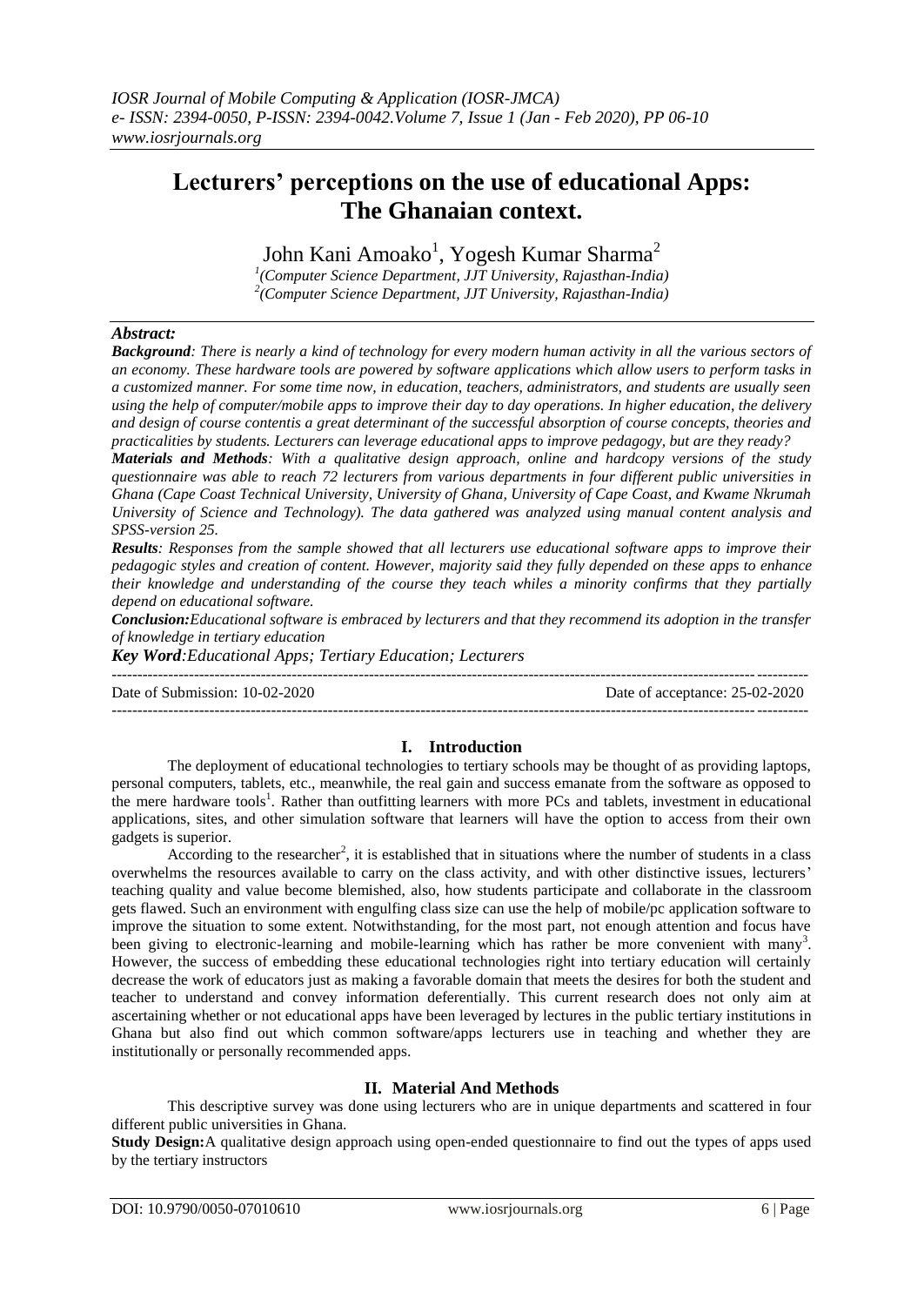# Lecturers' perceptions on the use of educational Apps: The Ghanaian context.

John Kani Amoako[1], Yogesh Kumar Sharma[2]

[1](Computer Science Department, JJT University, Rajasthan-India)
[2](Computer Science Department, JJT University, Rajasthan-India)

***Abstract:***

***Background**: There is nearly a kind of technology for every modern human activity in all the various sectors of an economy. These hardware tools are powered by software applications which allow users to perform tasks in a customized manner. For some time now, in education, teachers, administrators, and students are usually seen using the help of computer/mobile apps to improve their day to day operations. In higher education, the delivery and design of course contentis a great determinant of the successful absorption of course concepts, theories and practicalities by students. Lecturers can leverage educational apps to improve pedagogy, but are they ready?*

***Materials and Methods**: With a qualitative design approach, online and hardcopy versions of the study questionnaire was able to reach 72 lecturers from various departments in four different public universities in Ghana (Cape Coast Technical University, University of Ghana, University of Cape Coast, and Kwame Nkrumah University of Science and Technology). The data gathered was analyzed using manual content analysis and SPSS-version 25.*

***Results**: Responses from the sample showed that all lecturers use educational software apps to improve their pedagogic styles and creation of content. However, majority said they fully depended on these apps to enhance their knowledge and understanding of the course they teach whiles a minority confirms that they partially depend on educational software.*

***Conclusion:**Educational software is embraced by lecturers and that they recommend its adoption in the transfer of knowledge in tertiary education*

***Key Word**:Educational Apps; Tertiary Education; Lecturers*

Date of Submission: 10-02-2020 Date of acceptance: 25-02-2020

## I. Introduction

The deployment of educational technologies to tertiary schools may be thought of as providing laptops, personal computers, tablets, etc., meanwhile, the real gain and success emanate from the software as opposed to the mere hardware tools[1]. Rather than outfitting learners with more PCs and tablets, investment in educational applications, sites, and other simulation software that learners will have the option to access from their own gadgets is superior.

According to the researcher[2], it is established that in situations where the number of students in a class overwhelms the resources available to carry on the class activity, and with other distinctive issues, lecturers' teaching quality and value become blemished, also, how students participate and collaborate in the classroom gets flawed. Such an environment with engulfing class size can use the help of mobile/pc application software to improve the situation to some extent. Notwithstanding, for the most part, not enough attention and focus have been giving to electronic-learning and mobile-learning which has rather be more convenient with many[3]. However, the success of embedding these educational technologies right into tertiary education will certainly decrease the work of educators just as making a favorable domain that meets the desires for both the student and teacher to understand and convey information deferentially. This current research does not only aim at ascertaining whether or not educational apps have been leveraged by lectures in the public tertiary institutions in Ghana but also find out which common software/apps lecturers use in teaching and whether they are institutionally or personally recommended apps.

## II. Material And Methods

This descriptive survey was done using lecturers who are in unique departments and scattered in four different public universities in Ghana.

**Study Design:**A qualitative design approach using open-ended questionnaire to find out the types of apps used by the tertiary instructors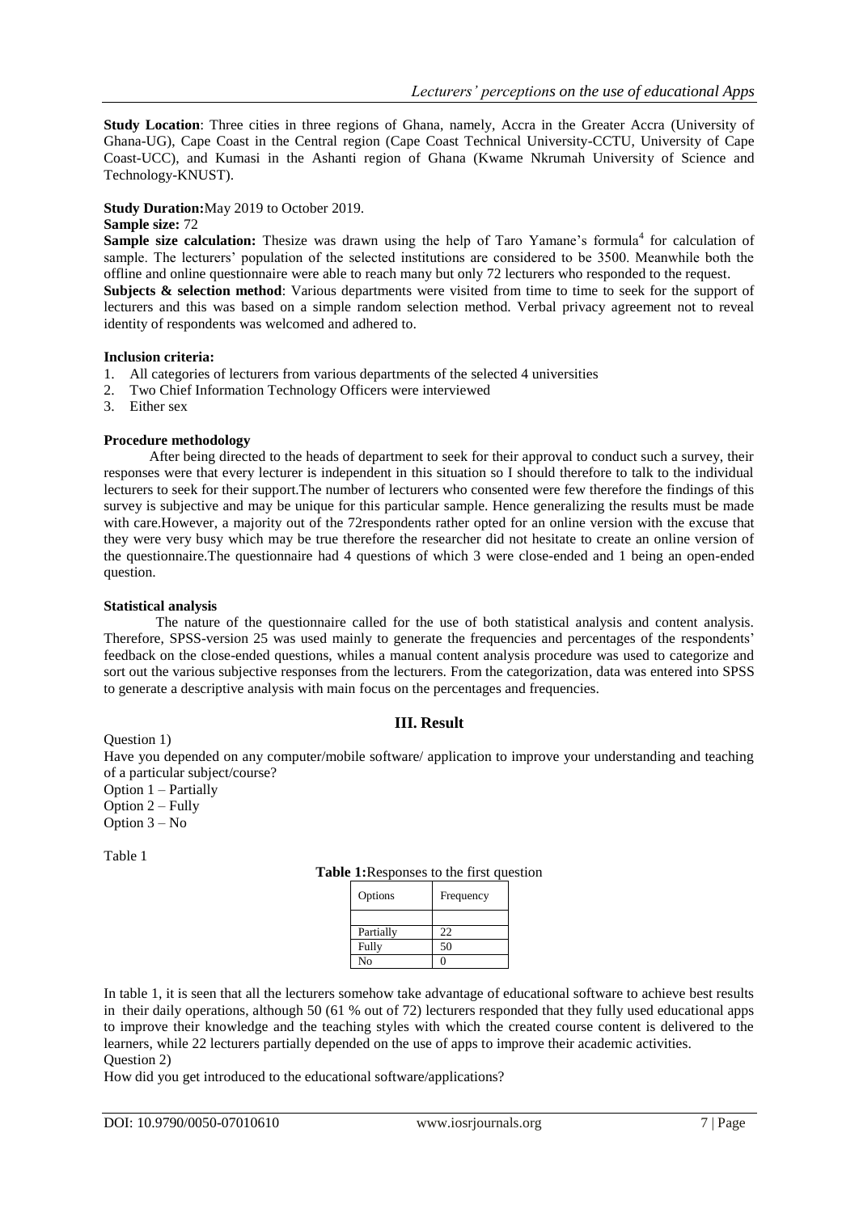**Study Location**: Three cities in three regions of Ghana, namely, Accra in the Greater Accra (University of Ghana-UG), Cape Coast in the Central region (Cape Coast Technical University-CCTU, University of Cape Coast-UCC), and Kumasi in the Ashanti region of Ghana (Kwame Nkrumah University of Science and Technology-KNUST).

**Study Duration:**May 2019 to October 2019.

**Sample size:** 72

**Sample size calculation:** Thesize was drawn using the help of Taro Yamane's formula[4] for calculation of sample. The lecturers' population of the selected institutions are considered to be 3500. Meanwhile both the offline and online questionnaire were able to reach many but only 72 lecturers who responded to the request.

**Subjects & selection method**: Various departments were visited from time to time to seek for the support of lecturers and this was based on a simple random selection method. Verbal privacy agreement not to reveal identity of respondents was welcomed and adhered to.

**Inclusion criteria:**

1. All categories of lecturers from various departments of the selected 4 universities
2. Two Chief Information Technology Officers were interviewed
3. Either sex

**Procedure methodology**

After being directed to the heads of department to seek for their approval to conduct such a survey, their responses were that every lecturer is independent in this situation so I should therefore to talk to the individual lecturers to seek for their support.The number of lecturers who consented were few therefore the findings of this survey is subjective and may be unique for this particular sample. Hence generalizing the results must be made with care.However, a majority out of the 72respondents rather opted for an online version with the excuse that they were very busy which may be true therefore the researcher did not hesitate to create an online version of the questionnaire.The questionnaire had 4 questions of which 3 were close-ended and 1 being an open-ended question.

**Statistical analysis**

The nature of the questionnaire called for the use of both statistical analysis and content analysis. Therefore, SPSS-version 25 was used mainly to generate the frequencies and percentages of the respondents' feedback on the close-ended questions, whiles a manual content analysis procedure was used to categorize and sort out the various subjective responses from the lecturers. From the categorization, data was entered into SPSS to generate a descriptive analysis with main focus on the percentages and frequencies.

## III. Result

Question 1)

Have you depended on any computer/mobile software/ application to improve your understanding and teaching of a particular subject/course?

Option 1 – Partially

Option 2 – Fully

Option 3 – No

Table 1

**Table 1:**Responses to the first question

| Options | Frequency |
|---|---|
| Partially | 22 |
| Fully | 50 |
| No | 0 |

In table 1, it is seen that all the lecturers somehow take advantage of educational software to achieve best results in their daily operations, although 50 (61 % out of 72) lecturers responded that they fully used educational apps to improve their knowledge and the teaching styles with which the created course content is delivered to the learners, while 22 lecturers partially depended on the use of apps to improve their academic activities.

Question 2)

How did you get introduced to the educational software/applications?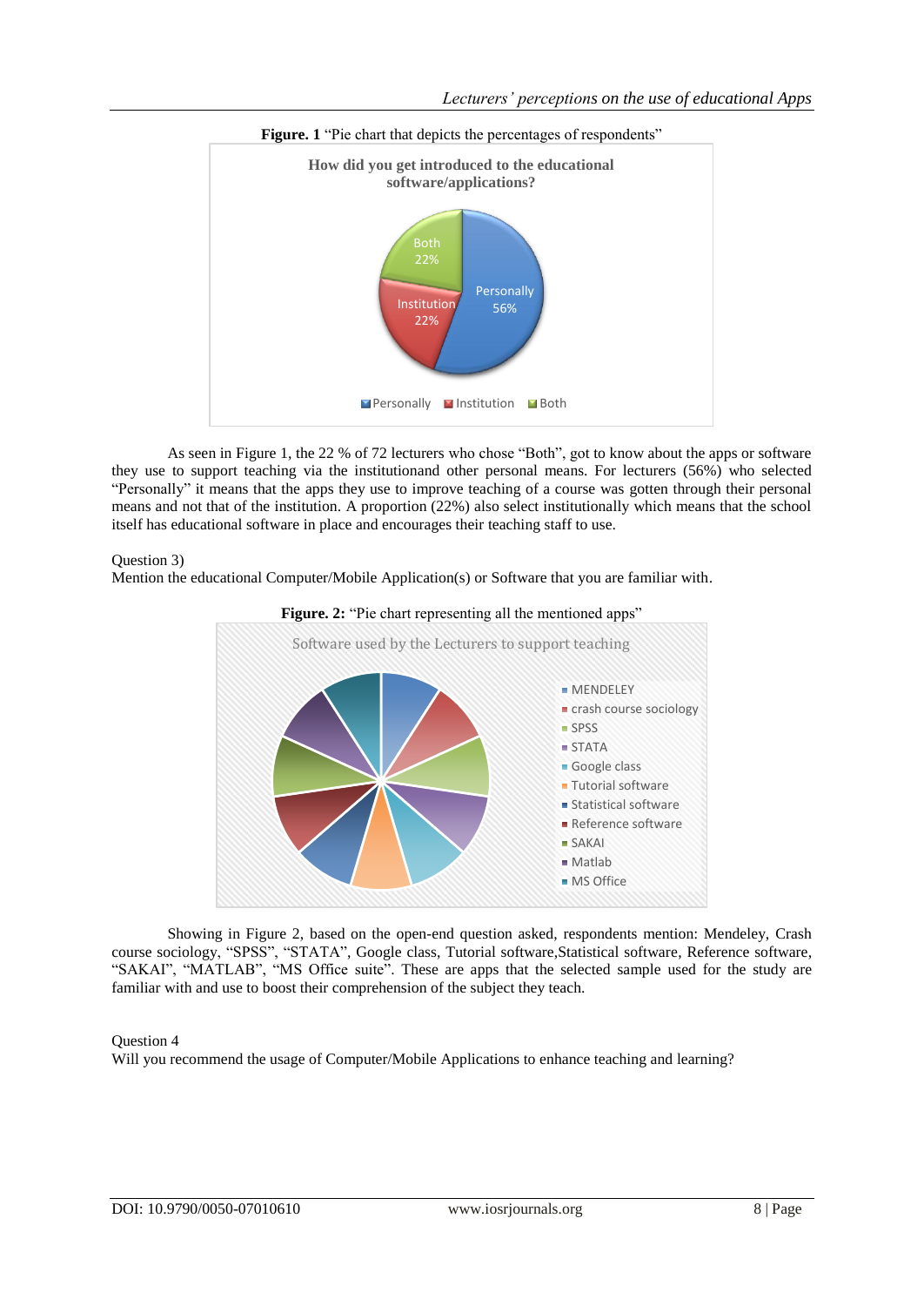**Figure. 1** "Pie chart that depicts the percentages of respondents"

How did you get introduced to the educational software/applications?

Both 22%

Institution 22%

Personally 56%

Personally Institution Both

As seen in Figure 1, the 22 % of 72 lecturers who chose "Both", got to know about the apps or software they use to support teaching via the institutionand other personal means. For lecturers (56%) who selected "Personally" it means that the apps they use to improve teaching of a course was gotten through their personal means and not that of the institution. A proportion (22%) also select institutionally which means that the school itself has educational software in place and encourages their teaching staff to use.

Question 3)

Mention the educational Computer/Mobile Application(s) or Software that you are familiar with.

**Figure. 2:** "Pie chart representing all the mentioned apps"

Software used by the Lecturers to support teaching

MENDELEY
crash course sociology
SPSS
STATA
Google class
Tutorial software
Statistical software
Reference software
SAKAI
Matlab
MS Office

Showing in Figure 2, based on the open-end question asked, respondents mention: Mendeley, Crash course sociology, "SPSS", "STATA", Google class, Tutorial software,Statistical software, Reference software, "SAKAI", "MATLAB", "MS Office suite". These are apps that the selected sample used for the study are familiar with and use to boost their comprehension of the subject they teach.

Question 4

Will you recommend the usage of Computer/Mobile Applications to enhance teaching and learning?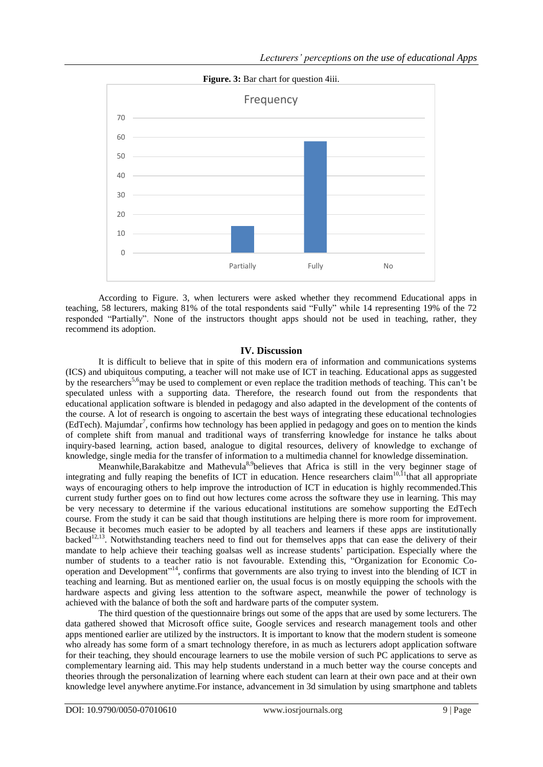**Figure. 3:** Bar chart for question 4iii.

Frequency

70
60
50
40
30
20
10
0

Partially
Fully
No

According to Figure. 3, when lecturers were asked whether they recommend Educational apps in teaching, 58 lecturers, making 81% of the total respondents said "Fully" while 14 representing 19% of the 72 responded "Partially". None of the instructors thought apps should not be used in teaching, rather, they recommend its adoption.

## IV. Discussion

It is difficult to believe that in spite of this modern era of information and communications systems (ICS) and ubiquitous computing, a teacher will not make use of ICT in teaching. Educational apps as suggested by the researchers[5,6]may be used to complement or even replace the tradition methods of teaching. This can't be speculated unless with a supporting data. Therefore, the research found out from the respondents that educational application software is blended in pedagogy and also adapted in the development of the contents of the course. A lot of research is ongoing to ascertain the best ways of integrating these educational technologies (EdTech). Majumdar[7], confirms how technology has been applied in pedagogy and goes on to mention the kinds of complete shift from manual and traditional ways of transferring knowledge for instance he talks about inquiry-based learning, action based, analogue to digital resources, delivery of knowledge to exchange of knowledge, single media for the transfer of information to a multimedia channel for knowledge dissemination.

Meanwhile,Barakabitze and Mathevula[8,9]believes that Africa is still in the very beginner stage of integrating and fully reaping the benefits of ICT in education. Hence researchers claim[10,11]that all appropriate ways of encouraging others to help improve the introduction of ICT in education is highly recommended.This current study further goes on to find out how lectures come across the software they use in learning. This may be very necessary to determine if the various educational institutions are somehow supporting the EdTech course. From the study it can be said that though institutions are helping there is more room for improvement. Because it becomes much easier to be adopted by all teachers and learners if these apps are institutionally backed[12,13]. Notwithstanding teachers need to find out for themselves apps that can ease the delivery of their mandate to help achieve their teaching goalsas well as increase students' participation. Especially where the number of students to a teacher ratio is not favourable. Extending this, "Organization for Economic Co-operation and Development"[14], confirms that governments are also trying to invest into the blending of ICT in teaching and learning. But as mentioned earlier on, the usual focus is on mostly equipping the schools with the hardware aspects and giving less attention to the software aspect, meanwhile the power of technology is achieved with the balance of both the soft and hardware parts of the computer system.

The third question of the questionnaire brings out some of the apps that are used by some lecturers. The data gathered showed that Microsoft office suite, Google services and research management tools and other apps mentioned earlier are utilized by the instructors. It is important to know that the modern student is someone who already has some form of a smart technology therefore, in as much as lecturers adopt application software for their teaching, they should encourage learners to use the mobile version of such PC applications to serve as complementary learning aid. This may help students understand in a much better way the course concepts and theories through the personalization of learning where each student can learn at their own pace and at their own knowledge level anywhere anytime.For instance, advancement in 3d simulation by using smartphone and tablets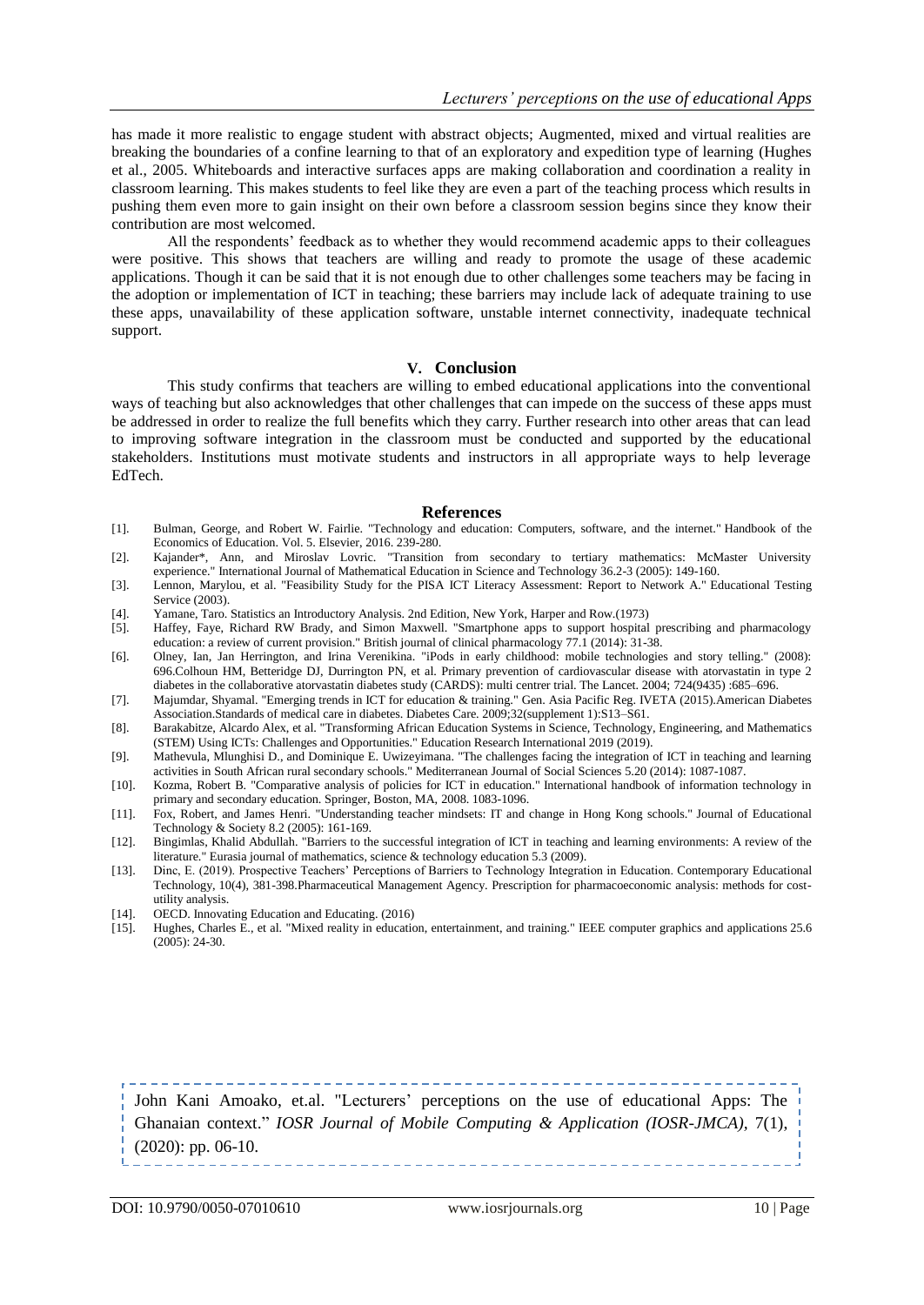has made it more realistic to engage student with abstract objects; Augmented, mixed and virtual realities are breaking the boundaries of a confine learning to that of an exploratory and expedition type of learning (Hughes et al., 2005. Whiteboards and interactive surfaces apps are making collaboration and coordination a reality in classroom learning. This makes students to feel like they are even a part of the teaching process which results in pushing them even more to gain insight on their own before a classroom session begins since they know their contribution are most welcomed.

All the respondents' feedback as to whether they would recommend academic apps to their colleagues were positive. This shows that teachers are willing and ready to promote the usage of these academic applications. Though it can be said that it is not enough due to other challenges some teachers may be facing in the adoption or implementation of ICT in teaching; these barriers may include lack of adequate training to use these apps, unavailability of these application software, unstable internet connectivity, inadequate technical support.

## V. Conclusion

This study confirms that teachers are willing to embed educational applications into the conventional ways of teaching but also acknowledges that other challenges that can impede on the success of these apps must be addressed in order to realize the full benefits which they carry. Further research into other areas that can lead to improving software integration in the classroom must be conducted and supported by the educational stakeholders. Institutions must motivate students and instructors in all appropriate ways to help leverage EdTech.

## References

[1]. Bulman, George, and Robert W. Fairlie. "Technology and education: Computers, software, and the internet." Handbook of the Economics of Education. Vol. 5. Elsevier, 2016. 239-280.

[2]. Kajander*, Ann, and Miroslav Lovric. "Transition from secondary to tertiary mathematics: McMaster University experience." International Journal of Mathematical Education in Science and Technology 36.2-3 (2005): 149-160.

[3]. Lennon, Marylou, et al. "Feasibility Study for the PISA ICT Literacy Assessment: Report to Network A." Educational Testing Service (2003).

[4]. Yamane, Taro. Statistics an Introductory Analysis. 2nd Edition, New York, Harper and Row.(1973)

[5]. Haffey, Faye, Richard RW Brady, and Simon Maxwell. "Smartphone apps to support hospital prescribing and pharmacology education: a review of current provision." British journal of clinical pharmacology 77.1 (2014): 31-38.

[6]. Olney, Ian, Jan Herrington, and Irina Verenikina. "iPods in early childhood: mobile technologies and story telling." (2008): 696.Colhoun HM, Betteridge DJ, Durrington PN, et al. Primary prevention of cardiovascular disease with atorvastatin in type 2 diabetes in the collaborative atorvastatin diabetes study (CARDS): multi centrer trial. The Lancet. 2004; 724(9435) :685–696.

[7]. Majumdar, Shyamal. "Emerging trends in ICT for education & training." Gen. Asia Pacific Reg. IVETA (2015).American Diabetes Association.Standards of medical care in diabetes. Diabetes Care. 2009;32(supplement 1):S13–S61.

[8]. Barakabitze, Alcardo Alex, et al. "Transforming African Education Systems in Science, Technology, Engineering, and Mathematics (STEM) Using ICTs: Challenges and Opportunities." Education Research International 2019 (2019).

[9]. Mathevula, Mlunghisi D., and Dominique E. Uwizeyimana. "The challenges facing the integration of ICT in teaching and learning activities in South African rural secondary schools." Mediterranean Journal of Social Sciences 5.20 (2014): 1087-1087.

[10]. Kozma, Robert B. "Comparative analysis of policies for ICT in education." International handbook of information technology in primary and secondary education. Springer, Boston, MA, 2008. 1083-1096.

[11]. Fox, Robert, and James Henri. "Understanding teacher mindsets: IT and change in Hong Kong schools." Journal of Educational Technology & Society 8.2 (2005): 161-169.

[12]. Bingimlas, Khalid Abdullah. "Barriers to the successful integration of ICT in teaching and learning environments: A review of the literature." Eurasia journal of mathematics, science & technology education 5.3 (2009).

[13]. Dinc, E. (2019). Prospective Teachers' Perceptions of Barriers to Technology Integration in Education. Contemporary Educational Technology, 10(4), 381-398.Pharmaceutical Management Agency. Prescription for pharmacoeconomic analysis: methods for cost-utility analysis.

[14]. OECD. Innovating Education and Educating. (2016)

[15]. Hughes, Charles E., et al. "Mixed reality in education, entertainment, and training." IEEE computer graphics and applications 25.6 (2005): 24-30.

John Kani Amoako, et.al. "Lecturers' perceptions on the use of educational Apps: The Ghanaian context." *IOSR Journal of Mobile Computing & Application (IOSR-JMCA),* 7(1), (2020): pp. 06-10.